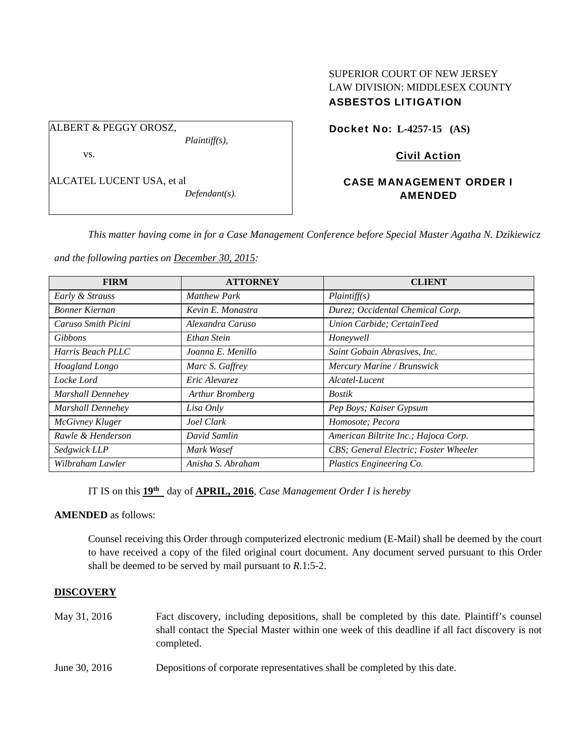SUPERIOR COURT OF NEW JERSEY
LAW DIVISION: MIDDLESEX COUNTY
**ASBESTOS LITIGATION**

ALBERT & PEGGY OROSZ,
*Plaintiff(s),*

vs.

ALCATEL LUCENT USA, et al
*Defendant(s).*

**Docket No: L-4257-15 (AS)**

**Civil Action**

**CASE MANAGEMENT ORDER I AMENDED**

*This matter having come in for a Case Management Conference before Special Master Agatha N. Dzikiewicz and the following parties on December 30, 2015:*

| FIRM | ATTORNEY | CLIENT |
|---|---|---|
| *Early & Strauss* | *Matthew Park* | *Plaintiff(s)* |
| *Bonner Kiernan* | *Kevin E. Monastra* | *Durez; Occidental Chemical Corp.* |
| *Caruso Smith Picini* | *Alexandra Caruso* | *Union Carbide; CertainTeed* |
| *Gibbons* | *Ethan Stein* | *Honeywell* |
| *Harris Beach PLLC* | *Joanna E. Menillo* | *Saint Gobain Abrasives, Inc.* |
| *Hoagland Longo* | *Marc S. Gaffrey* | *Mercury Marine / Brunswick* |
| *Locke Lord* | *Eric Alevarez* | *Alcatel-Lucent* |
| *Marshall Dennehey* | *Arthur Bromberg* | *Bostik* |
| *Marshall Dennehey* | *Lisa Only* | *Pep Boys; Kaiser Gypsum* |
| *McGivney Kluger* | *Joel Clark* | *Homosote; Pecora* |
| *Rawle & Henderson* | *David Samlin* | *American Biltrite Inc.; Hajoca Corp.* |
| *Sedgwick LLP* | *Mark Wasef* | *CBS; General Electric; Foster Wheeler* |
| *Wilbraham Lawler* | *Anisha S. Abraham* | *Plastics Engineering Co.* |

IT IS on this **19th** day of **APRIL, 2016**, *Case Management Order I is hereby*

**AMENDED** as follows:

Counsel receiving this Order through computerized electronic medium (E-Mail) shall be deemed by the court to have received a copy of the filed original court document. Any document served pursuant to this Order shall be deemed to be served by mail pursuant to *R*.1:5-2.

**DISCOVERY**

May 31, 2016 — Fact discovery, including depositions, shall be completed by this date. Plaintiff's counsel shall contact the Special Master within one week of this deadline if all fact discovery is not completed.

June 30, 2016 — Depositions of corporate representatives shall be completed by this date.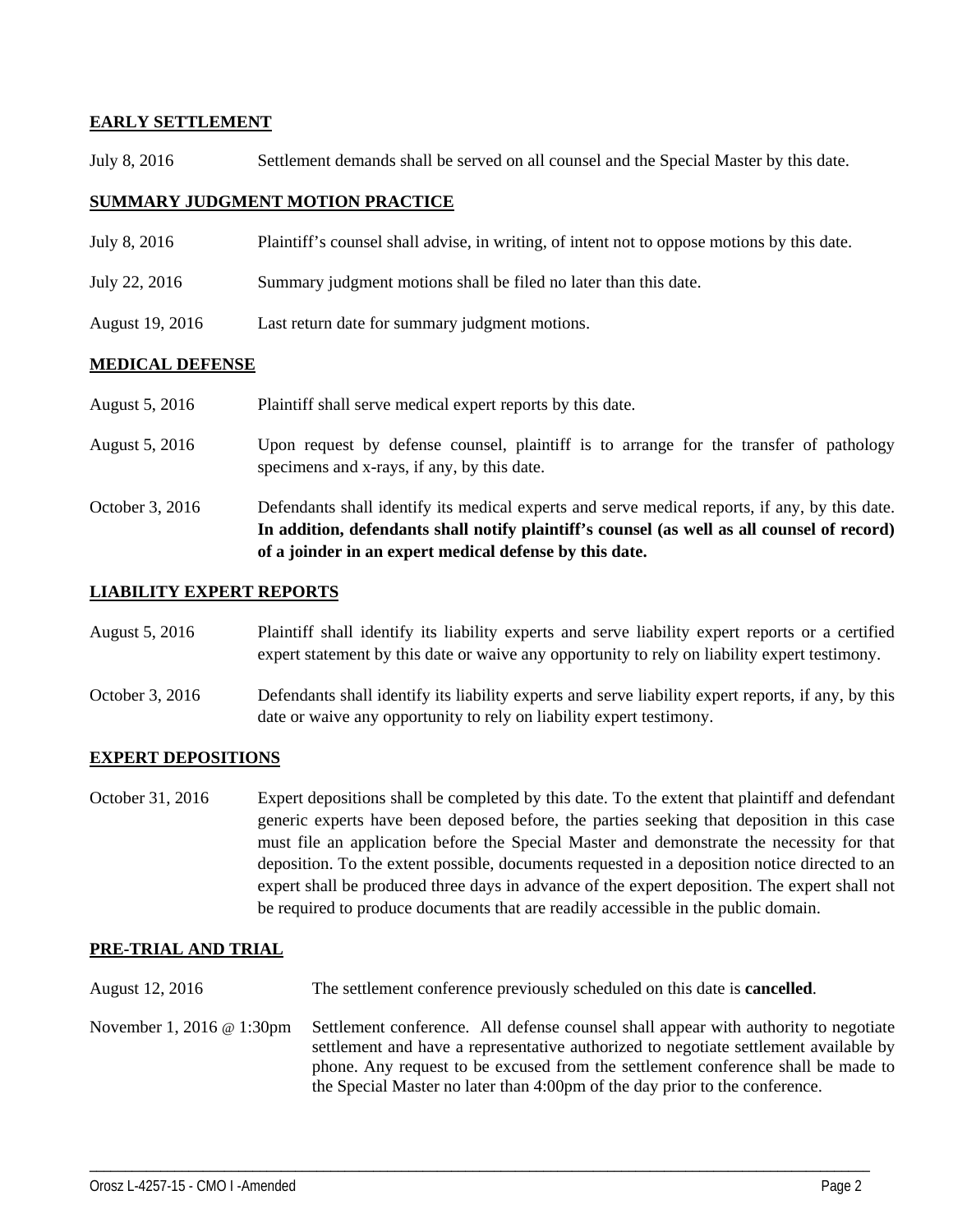**EARLY SETTLEMENT**

July 8, 2016 Settlement demands shall be served on all counsel and the Special Master by this date.

**SUMMARY JUDGMENT MOTION PRACTICE**

July 8, 2016 Plaintiff's counsel shall advise, in writing, of intent not to oppose motions by this date.

July 22, 2016 Summary judgment motions shall be filed no later than this date.

August 19, 2016 Last return date for summary judgment motions.

**MEDICAL DEFENSE**

August 5, 2016 Plaintiff shall serve medical expert reports by this date.

August 5, 2016 Upon request by defense counsel, plaintiff is to arrange for the transfer of pathology specimens and x-rays, if any, by this date.

October 3, 2016 Defendants shall identify its medical experts and serve medical reports, if any, by this date. **In addition, defendants shall notify plaintiff's counsel (as well as all counsel of record) of a joinder in an expert medical defense by this date.**

**LIABILITY EXPERT REPORTS**

August 5, 2016 Plaintiff shall identify its liability experts and serve liability expert reports or a certified expert statement by this date or waive any opportunity to rely on liability expert testimony.

October 3, 2016 Defendants shall identify its liability experts and serve liability expert reports, if any, by this date or waive any opportunity to rely on liability expert testimony.

**EXPERT DEPOSITIONS**

October 31, 2016 Expert depositions shall be completed by this date. To the extent that plaintiff and defendant generic experts have been deposed before, the parties seeking that deposition in this case must file an application before the Special Master and demonstrate the necessity for that deposition. To the extent possible, documents requested in a deposition notice directed to an expert shall be produced three days in advance of the expert deposition. The expert shall not be required to produce documents that are readily accessible in the public domain.

**PRE-TRIAL AND TRIAL**

August 12, 2016 The settlement conference previously scheduled on this date is **cancelled**.

November 1, 2016 @ 1:30pm Settlement conference. All defense counsel shall appear with authority to negotiate settlement and have a representative authorized to negotiate settlement available by phone. Any request to be excused from the settlement conference shall be made to the Special Master no later than 4:00pm of the day prior to the conference.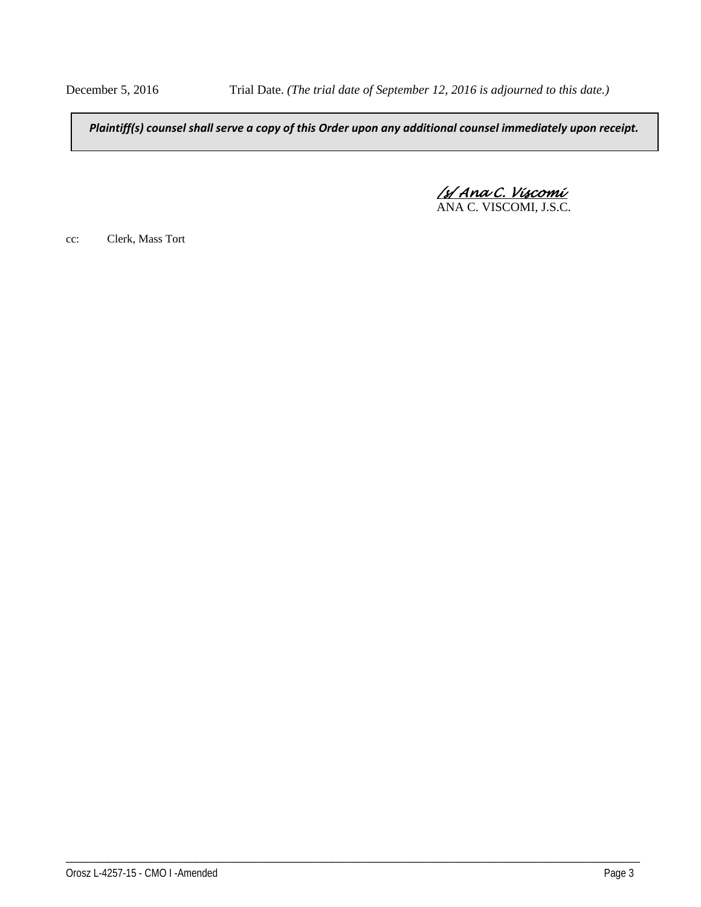December 5, 2016 Trial Date. *(The trial date of September 12, 2016 is adjourned to this date.)*

***Plaintiff(s) counsel shall serve a copy of this Order upon any additional counsel immediately upon receipt.***

*/s/ Ana C. Viscomi*
ANA C. VISCOMI, J.S.C.

cc: Clerk, Mass Tort